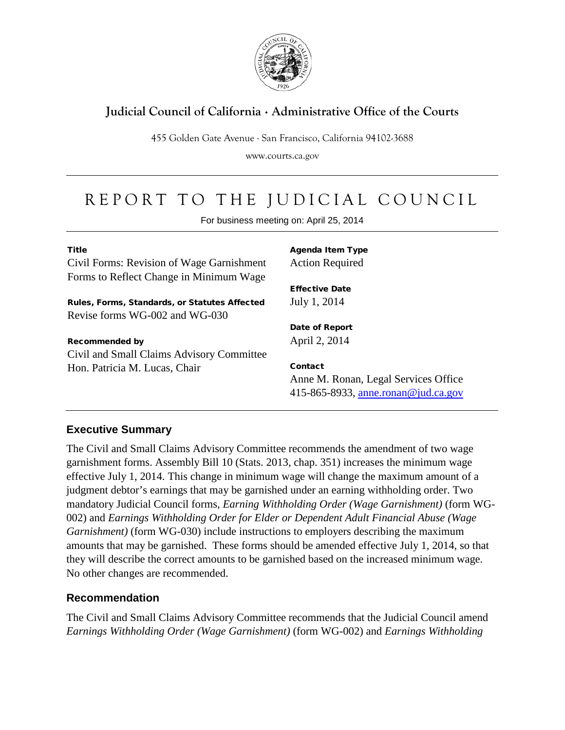# Judicial Council of California · Administrative Office of the Courts

455 Golden Gate Avenue · San Francisco, California 94102-3688

www.courts.ca.gov

# REPORT TO THE JUDICIAL COUNCIL

For business meeting on: April 25, 2014

**Title**
Civil Forms: Revision of Wage Garnishment Forms to Reflect Change in Minimum Wage

**Rules, Forms, Standards, or Statutes Affected**
Revise forms WG-002 and WG-030

**Recommended by**
Civil and Small Claims Advisory Committee
Hon. Patricia M. Lucas, Chair

**Agenda Item Type**
Action Required

**Effective Date**
July 1, 2014

**Date of Report**
April 2, 2014

**Contact**
Anne M. Ronan, Legal Services Office
415-865-8933, anne.ronan@jud.ca.gov

## Executive Summary

The Civil and Small Claims Advisory Committee recommends the amendment of two wage garnishment forms. Assembly Bill 10 (Stats. 2013, chap. 351) increases the minimum wage effective July 1, 2014. This change in minimum wage will change the maximum amount of a judgment debtor's earnings that may be garnished under an earning withholding order. Two mandatory Judicial Council forms, *Earning Withholding Order (Wage Garnishment)* (form WG-002) and *Earnings Withholding Order for Elder or Dependent Adult Financial Abuse (Wage Garnishment)* (form WG-030) include instructions to employers describing the maximum amounts that may be garnished. These forms should be amended effective July 1, 2014, so that they will describe the correct amounts to be garnished based on the increased minimum wage. No other changes are recommended.

## Recommendation

The Civil and Small Claims Advisory Committee recommends that the Judicial Council amend *Earnings Withholding Order (Wage Garnishment)* (form WG-002) and *Earnings Withholding*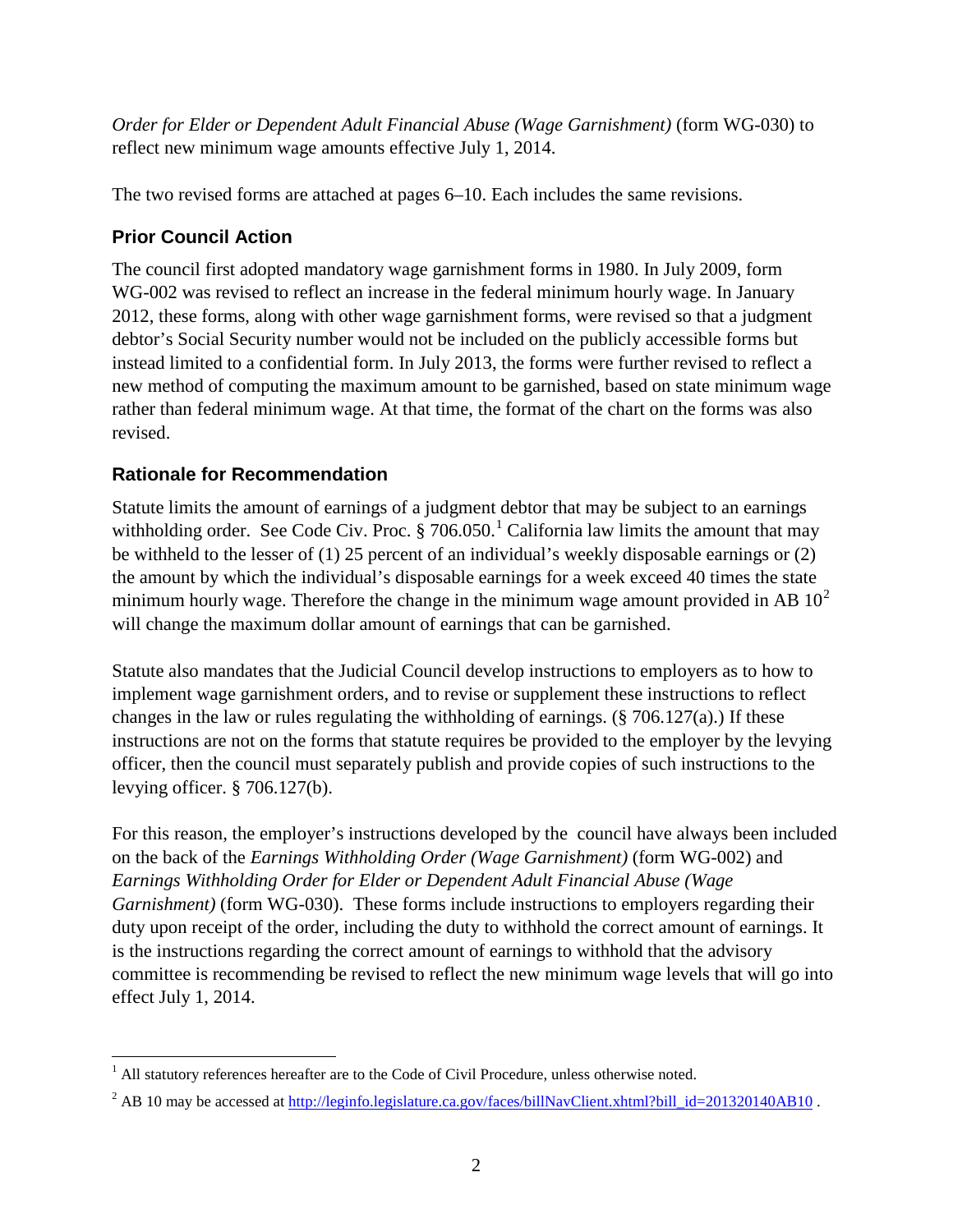*Order for Elder or Dependent Adult Financial Abuse (Wage Garnishment)* (form WG-030) to reflect new minimum wage amounts effective July 1, 2014.

The two revised forms are attached at pages 6–10. Each includes the same revisions.

## Prior Council Action

The council first adopted mandatory wage garnishment forms in 1980. In July 2009, form WG-002 was revised to reflect an increase in the federal minimum hourly wage. In January 2012, these forms, along with other wage garnishment forms, were revised so that a judgment debtor's Social Security number would not be included on the publicly accessible forms but instead limited to a confidential form. In July 2013, the forms were further revised to reflect a new method of computing the maximum amount to be garnished, based on state minimum wage rather than federal minimum wage. At that time, the format of the chart on the forms was also revised.

## Rationale for Recommendation

Statute limits the amount of earnings of a judgment debtor that may be subject to an earnings withholding order. See Code Civ. Proc. § 706.050.[1] California law limits the amount that may be withheld to the lesser of (1) 25 percent of an individual's weekly disposable earnings or (2) the amount by which the individual's disposable earnings for a week exceed 40 times the state minimum hourly wage. Therefore the change in the minimum wage amount provided in AB 10[2] will change the maximum dollar amount of earnings that can be garnished.

Statute also mandates that the Judicial Council develop instructions to employers as to how to implement wage garnishment orders, and to revise or supplement these instructions to reflect changes in the law or rules regulating the withholding of earnings. (§ 706.127(a).) If these instructions are not on the forms that statute requires be provided to the employer by the levying officer, then the council must separately publish and provide copies of such instructions to the levying officer. § 706.127(b).

For this reason, the employer's instructions developed by the council have always been included on the back of the *Earnings Withholding Order (Wage Garnishment)* (form WG-002) and *Earnings Withholding Order for Elder or Dependent Adult Financial Abuse (Wage Garnishment)* (form WG-030). These forms include instructions to employers regarding their duty upon receipt of the order, including the duty to withhold the correct amount of earnings. It is the instructions regarding the correct amount of earnings to withhold that the advisory committee is recommending be revised to reflect the new minimum wage levels that will go into effect July 1, 2014.

---

[1] All statutory references hereafter are to the Code of Civil Procedure, unless otherwise noted.

[2] AB 10 may be accessed at http://leginfo.legislature.ca.gov/faces/billNavClient.xhtml?bill_id=201320140AB10 .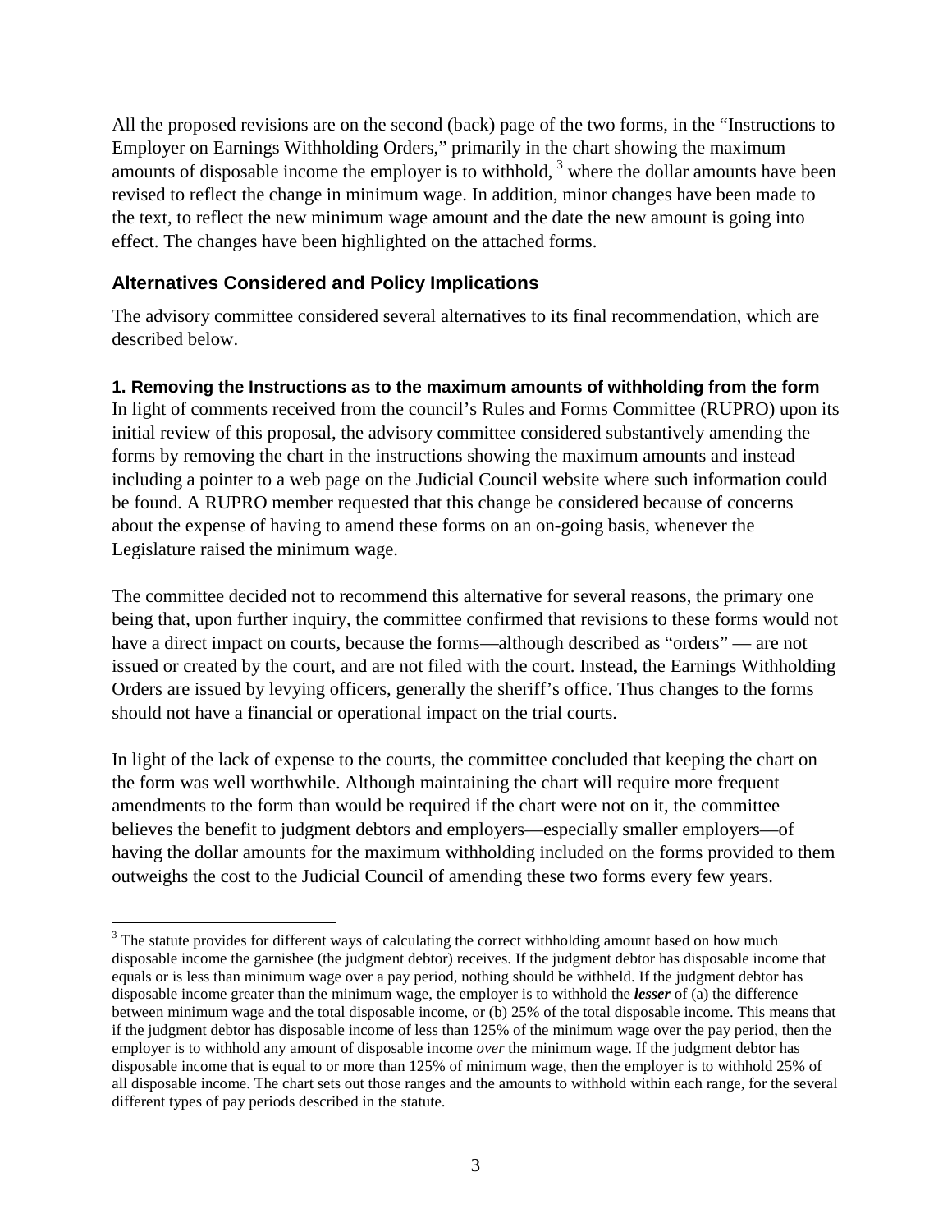All the proposed revisions are on the second (back) page of the two forms, in the "Instructions to Employer on Earnings Withholding Orders," primarily in the chart showing the maximum amounts of disposable income the employer is to withhold, [3] where the dollar amounts have been revised to reflect the change in minimum wage. In addition, minor changes have been made to the text, to reflect the new minimum wage amount and the date the new amount is going into effect. The changes have been highlighted on the attached forms.

## Alternatives Considered and Policy Implications

The advisory committee considered several alternatives to its final recommendation, which are described below.

**1. Removing the Instructions as to the maximum amounts of withholding from the form**

In light of comments received from the council's Rules and Forms Committee (RUPRO) upon its initial review of this proposal, the advisory committee considered substantively amending the forms by removing the chart in the instructions showing the maximum amounts and instead including a pointer to a web page on the Judicial Council website where such information could be found. A RUPRO member requested that this change be considered because of concerns about the expense of having to amend these forms on an on-going basis, whenever the Legislature raised the minimum wage.

The committee decided not to recommend this alternative for several reasons, the primary one being that, upon further inquiry, the committee confirmed that revisions to these forms would not have a direct impact on courts, because the forms—although described as "orders" — are not issued or created by the court, and are not filed with the court. Instead, the Earnings Withholding Orders are issued by levying officers, generally the sheriff's office. Thus changes to the forms should not have a financial or operational impact on the trial courts.

In light of the lack of expense to the courts, the committee concluded that keeping the chart on the form was well worthwhile. Although maintaining the chart will require more frequent amendments to the form than would be required if the chart were not on it, the committee believes the benefit to judgment debtors and employers—especially smaller employers—of having the dollar amounts for the maximum withholding included on the forms provided to them outweighs the cost to the Judicial Council of amending these two forms every few years.

---

[3] The statute provides for different ways of calculating the correct withholding amount based on how much disposable income the garnishee (the judgment debtor) receives. If the judgment debtor has disposable income that equals or is less than minimum wage over a pay period, nothing should be withheld. If the judgment debtor has disposable income greater than the minimum wage, the employer is to withhold the ***lesser*** of (a) the difference between minimum wage and the total disposable income, or (b) 25% of the total disposable income. This means that if the judgment debtor has disposable income of less than 125% of the minimum wage over the pay period, then the employer is to withhold any amount of disposable income *over* the minimum wage. If the judgment debtor has disposable income that is equal to or more than 125% of minimum wage, then the employer is to withhold 25% of all disposable income. The chart sets out those ranges and the amounts to withhold within each range, for the several different types of pay periods described in the statute.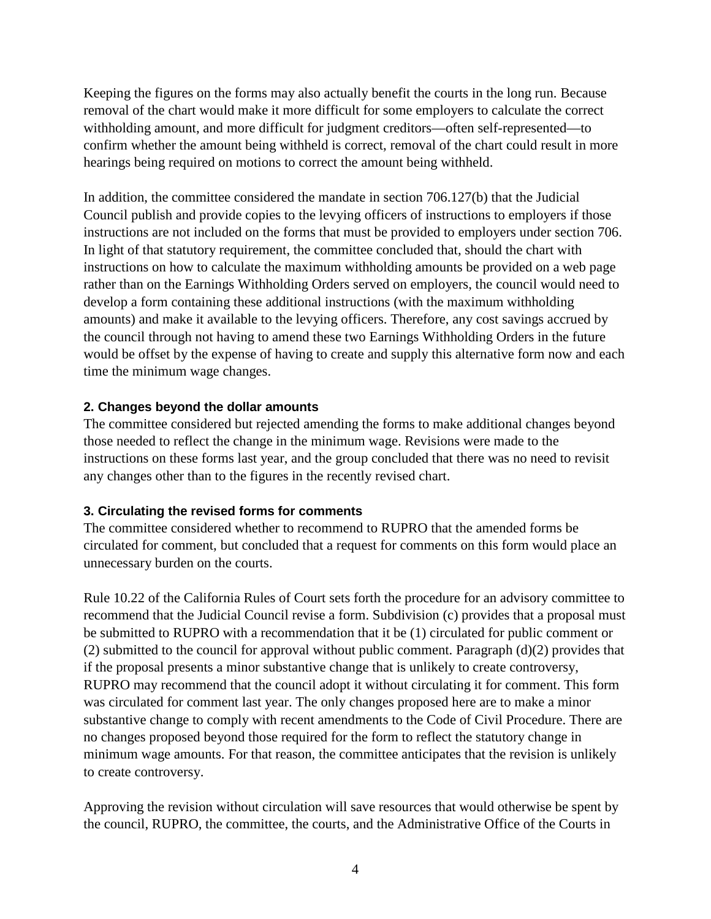Keeping the figures on the forms may also actually benefit the courts in the long run. Because removal of the chart would make it more difficult for some employers to calculate the correct withholding amount, and more difficult for judgment creditors—often self-represented—to confirm whether the amount being withheld is correct, removal of the chart could result in more hearings being required on motions to correct the amount being withheld.

In addition, the committee considered the mandate in section 706.127(b) that the Judicial Council publish and provide copies to the levying officers of instructions to employers if those instructions are not included on the forms that must be provided to employers under section 706. In light of that statutory requirement, the committee concluded that, should the chart with instructions on how to calculate the maximum withholding amounts be provided on a web page rather than on the Earnings Withholding Orders served on employers, the council would need to develop a form containing these additional instructions (with the maximum withholding amounts) and make it available to the levying officers. Therefore, any cost savings accrued by the council through not having to amend these two Earnings Withholding Orders in the future would be offset by the expense of having to create and supply this alternative form now and each time the minimum wage changes.

#### 2. Changes beyond the dollar amounts

The committee considered but rejected amending the forms to make additional changes beyond those needed to reflect the change in the minimum wage. Revisions were made to the instructions on these forms last year, and the group concluded that there was no need to revisit any changes other than to the figures in the recently revised chart.

#### 3. Circulating the revised forms for comments

The committee considered whether to recommend to RUPRO that the amended forms be circulated for comment, but concluded that a request for comments on this form would place an unnecessary burden on the courts.

Rule 10.22 of the California Rules of Court sets forth the procedure for an advisory committee to recommend that the Judicial Council revise a form. Subdivision (c) provides that a proposal must be submitted to RUPRO with a recommendation that it be (1) circulated for public comment or (2) submitted to the council for approval without public comment. Paragraph (d)(2) provides that if the proposal presents a minor substantive change that is unlikely to create controversy, RUPRO may recommend that the council adopt it without circulating it for comment. This form was circulated for comment last year. The only changes proposed here are to make a minor substantive change to comply with recent amendments to the Code of Civil Procedure. There are no changes proposed beyond those required for the form to reflect the statutory change in minimum wage amounts. For that reason, the committee anticipates that the revision is unlikely to create controversy.

Approving the revision without circulation will save resources that would otherwise be spent by the council, RUPRO, the committee, the courts, and the Administrative Office of the Courts in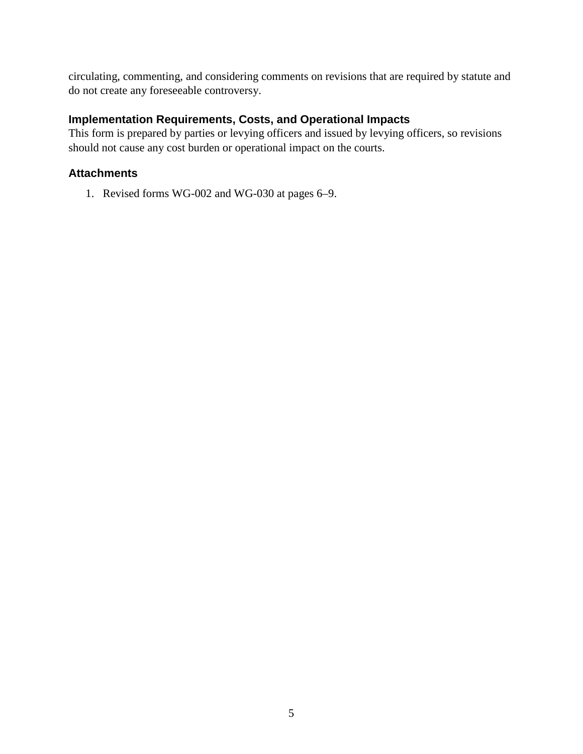circulating, commenting, and considering comments on revisions that are required by statute and do not create any foreseeable controversy.

### Implementation Requirements, Costs, and Operational Impacts

This form is prepared by parties or levying officers and issued by levying officers, so revisions should not cause any cost burden or operational impact on the courts.

### Attachments

1. Revised forms WG-002 and WG-030 at pages 6–9.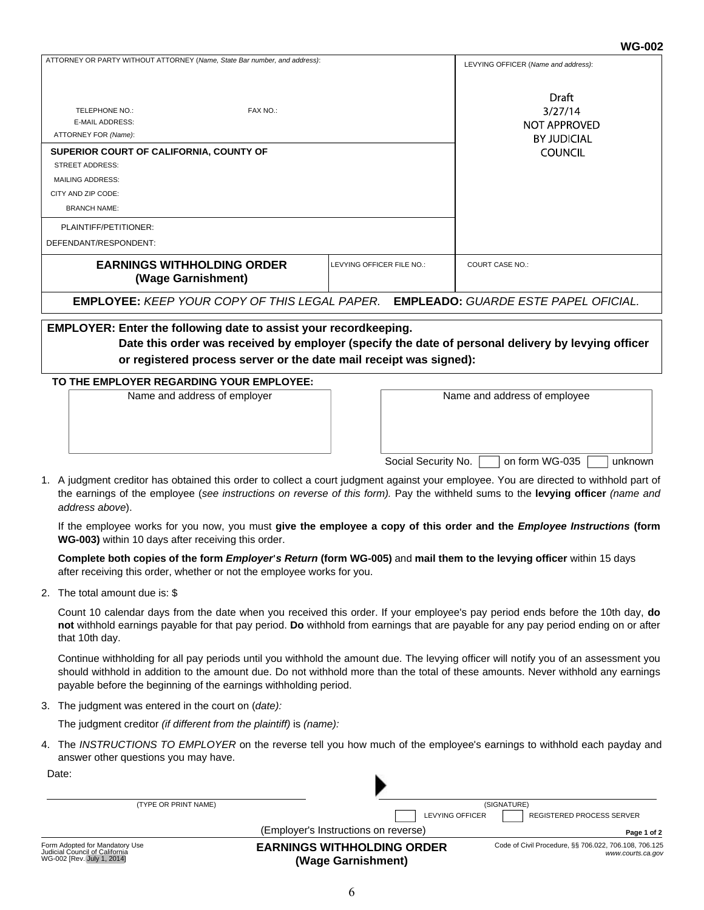WG-002

| ATTORNEY OR PARTY WITHOUT ATTORNEY (*Name, State Bar number, and address*): | | LEVYING OFFICER (*Name and address*): |
|---|---|---|
| TELEPHONE NO.: FAX NO.: <br> E-MAIL ADDRESS: <br> ATTORNEY FOR (*Name*): | | Draft 3/27/14 NOT APPROVED BY JUDICIAL COUNCIL |
| **SUPERIOR COURT OF CALIFORNIA, COUNTY OF** <br> STREET ADDRESS: <br> MAILING ADDRESS: <br> CITY AND ZIP CODE: <br> BRANCH NAME: | | |
| PLAINTIFF/PETITIONER: <br> DEFENDANT/RESPONDENT: | | |
| **EARNINGS WITHHOLDING ORDER (Wage Garnishment)** | LEVYING OFFICER FILE NO.: | COURT CASE NO.: |

**EMPLOYEE:** *KEEP YOUR COPY OF THIS LEGAL PAPER.* **EMPLEADO:** *GUARDE ESTE PAPEL OFICIAL.*

**EMPLOYER: Enter the following date to assist your recordkeeping.**
**Date this order was received by employer (specify the date of personal delivery by levying officer or registered process server or the date mail receipt was signed):**

**TO THE EMPLOYER REGARDING YOUR EMPLOYEE:**

| Name and address of employer | Name and address of employee |
|---|---|
| | |

Social Security No. ☐ on form WG-035 ☐ unknown

1. A judgment creditor has obtained this order to collect a court judgment against your employee. You are directed to withhold part of the earnings of the employee (*see instructions on reverse of this form).* Pay the withheld sums to the **levying officer** *(name and address above*).

   If the employee works for you now, you must **give the employee a copy of this order and the *Employee Instructions* (form WG-003)** within 10 days after receiving this order.

   **Complete both copies of the form *Employer's Return* (form WG-005)** and **mail them to the levying officer** within 15 days after receiving this order, whether or not the employee works for you.

2. The total amount due is: $

   Count 10 calendar days from the date when you received this order. If your employee's pay period ends before the 10th day, **do not** withhold earnings payable for that pay period. **Do** withhold from earnings that are payable for any pay period ending on or after that 10th day.

   Continue withholding for all pay periods until you withhold the amount due. The levying officer will notify you of an assessment you should withhold in addition to the amount due. Do not withhold more than the total of these amounts. Never withhold any earnings payable before the beginning of the earnings withholding period.

3. The judgment was entered in the court on (*date):*

   The judgment creditor *(if different from the plaintiff)* is *(name):*

4. The *INSTRUCTIONS TO EMPLOYER* on the reverse tell you how much of the employee's earnings to withhold each payday and answer other questions you may have.

Date:

(TYPE OR PRINT NAME) ▶ (SIGNATURE)

☐ LEVYING OFFICER ☐ REGISTERED PROCESS SERVER

(Employer's Instructions on reverse)

Form Adopted for Mandatory Use
Judicial Council of California
WG-002 [Rev. July 1, 2014]

**EARNINGS WITHHOLDING ORDER (Wage Garnishment)**

Code of Civil Procedure, §§ 706.022, 706.108, 706.125
*www.courts.ca.gov*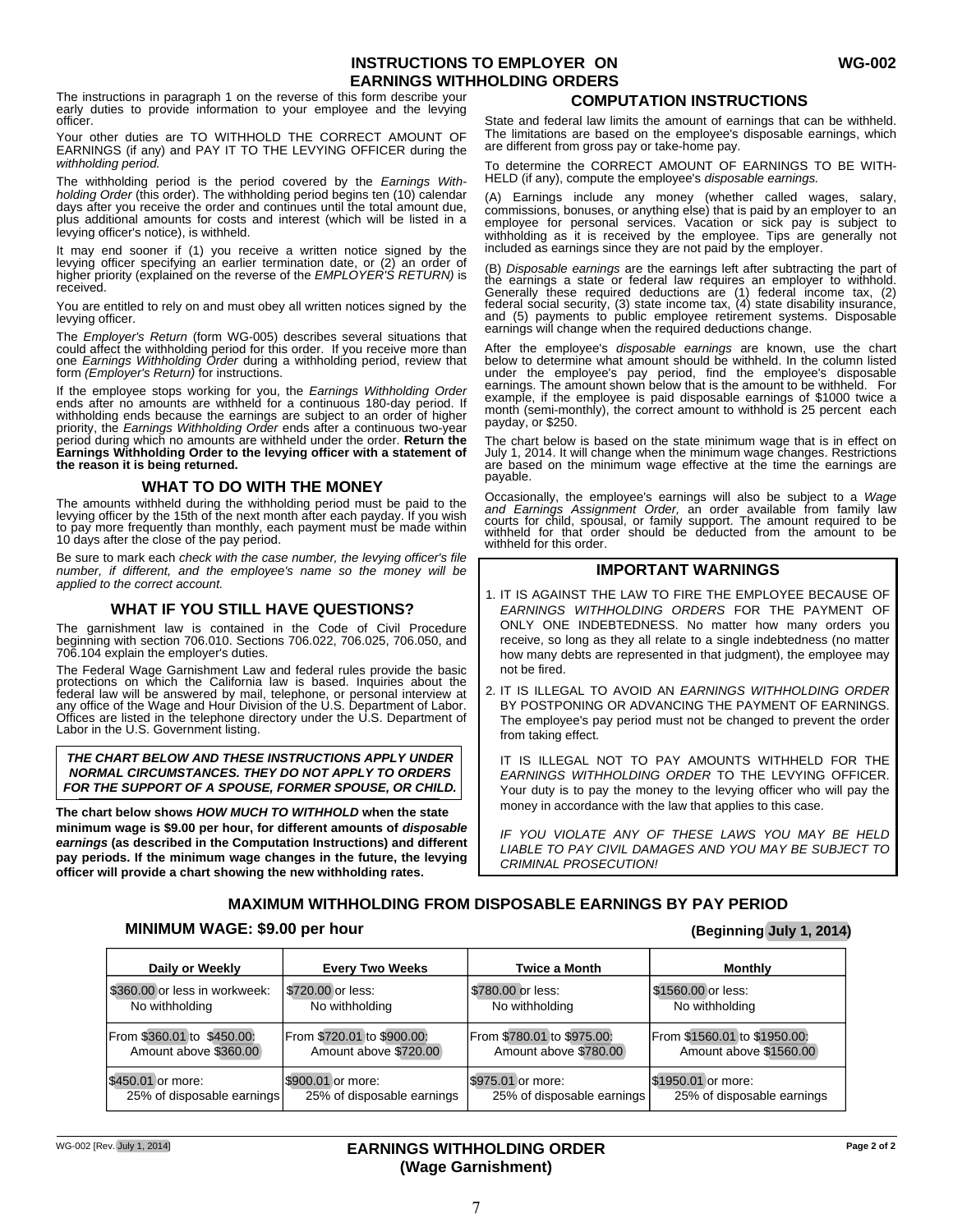# INSTRUCTIONS TO EMPLOYER ON EARNINGS WITHHOLDING ORDERS

WG-002

The instructions in paragraph 1 on the reverse of this form describe your early duties to provide information to your employee and the levying officer.

Your other duties are TO WITHHOLD THE CORRECT AMOUNT OF EARNINGS (if any) and PAY IT TO THE LEVYING OFFICER during the *withholding period.*

The withholding period is the period covered by the *Earnings Withholding Order* (this order). The withholding period begins ten (10) calendar days after you receive the order and continues until the total amount due, plus additional amounts for costs and interest (which will be listed in a levying officer's notice), is withheld.

It may end sooner if (1) you receive a written notice signed by the levying officer specifying an earlier termination date, or (2) an order of higher priority (explained on the reverse of the *EMPLOYER'S RETURN)* is received.

You are entitled to rely on and must obey all written notices signed by the levying officer.

The *Employer's Return* (form WG-005) describes several situations that could affect the withholding period for this order. If you receive more than one *Earnings Withholding Order* during a withholding period, review that form *(Employer's Return)* for instructions.

If the employee stops working for you, the *Earnings Withholding Order* ends after no amounts are withheld for a continuous 180-day period. If withholding ends because the earnings are subject to an order of higher priority, the *Earnings Withholding Order* ends after a continuous two-year period during which no amounts are withheld under the order. **Return the Earnings Withholding Order to the levying officer with a statement of the reason it is being returned.**

## WHAT TO DO WITH THE MONEY

The amounts withheld during the withholding period must be paid to the levying officer by the 15th of the next month after each payday. If you wish to pay more frequently than monthly, each payment must be made within 10 days after the close of the pay period.

Be sure to mark each *check with the case number, the levying officer's file number, if different, and the employee's name so the money will be applied to the correct account.*

## WHAT IF YOU STILL HAVE QUESTIONS?

The garnishment law is contained in the Code of Civil Procedure beginning with section 706.010. Sections 706.022, 706.025, 706.050, and 706.104 explain the employer's duties.

The Federal Wage Garnishment Law and federal rules provide the basic protections on which the California law is based. Inquiries about the federal law will be answered by mail, telephone, or personal interview at any office of the Wage and Hour Division of the U.S. Department of Labor. Offices are listed in the telephone directory under the U.S. Department of Labor in the U.S. Government listing.

***THE CHART BELOW AND THESE INSTRUCTIONS APPLY UNDER NORMAL CIRCUMSTANCES. THEY DO NOT APPLY TO ORDERS FOR THE SUPPORT OF A SPOUSE, FORMER SPOUSE, OR CHILD.***

**The chart below shows *HOW MUCH TO WITHHOLD* when the state minimum wage is $9.00 per hour, for different amounts of *disposable earnings* (as described in the Computation Instructions) and different pay periods. If the minimum wage changes in the future, the levying officer will provide a chart showing the new withholding rates.**

## COMPUTATION INSTRUCTIONS

State and federal law limits the amount of earnings that can be withheld. The limitations are based on the employee's disposable earnings, which are different from gross pay or take-home pay.

To determine the CORRECT AMOUNT OF EARNINGS TO BE WITHHELD (if any), compute the employee's *disposable earnings.*

(A) Earnings include any money (whether called wages, salary, commissions, bonuses, or anything else) that is paid by an employer to an employee for personal services. Vacation or sick pay is subject to withholding as it is received by the employee. Tips are generally not included as earnings since they are not paid by the employer.

(B) *Disposable earnings* are the earnings left after subtracting the part of the earnings a state or federal law requires an employer to withhold. Generally these required deductions are (1) federal income tax, (2) federal social security, (3) state income tax, (4) state disability insurance, and (5) payments to public employee retirement systems. Disposable earnings will change when the required deductions change.

After the employee's *disposable earnings* are known, use the chart below to determine what amount should be withheld. In the column listed under the employee's pay period, find the employee's disposable earnings. The amount shown below that is the amount to be withheld. For example, if the employee is paid disposable earnings of $1000 twice a month (semi-monthly), the correct amount to withhold is 25 percent each payday, or $250.

The chart below is based on the state minimum wage that is in effect on July 1, 2014. It will change when the minimum wage changes. Restrictions are based on the minimum wage effective at the time the earnings are payable.

Occasionally, the employee's earnings will also be subject to a *Wage and Earnings Assignment Order,* an order available from family law courts for child, spousal, or family support. The amount required to be withheld for that order should be deducted from the amount to be withheld for this order.

## IMPORTANT WARNINGS

1. IT IS AGAINST THE LAW TO FIRE THE EMPLOYEE BECAUSE OF *EARNINGS WITHHOLDING ORDERS* FOR THE PAYMENT OF ONLY ONE INDEBTEDNESS. No matter how many orders you receive, so long as they all relate to a single indebtedness (no matter how many debts are represented in that judgment), the employee may not be fired.
2. IT IS ILLEGAL TO AVOID AN *EARNINGS WITHHOLDING ORDER* BY POSTPONING OR ADVANCING THE PAYMENT OF EARNINGS. The employee's pay period must not be changed to prevent the order from taking effect.

   IT IS ILLEGAL NOT TO PAY AMOUNTS WITHHELD FOR THE *EARNINGS WITHHOLDING ORDER* TO THE LEVYING OFFICER. Your duty is to pay the money to the levying officer who will pay the money in accordance with the law that applies to this case.

   *IF YOU VIOLATE ANY OF THESE LAWS YOU MAY BE HELD LIABLE TO PAY CIVIL DAMAGES AND YOU MAY BE SUBJECT TO CRIMINAL PROSECUTION!*

## MAXIMUM WITHHOLDING FROM DISPOSABLE EARNINGS BY PAY PERIOD

**MINIMUM WAGE: $9.00 per hour** **(Beginning July 1, 2014)**

| Daily or Weekly | Every Two Weeks | Twice a Month | Monthly |
|---|---|---|---|
| $360.00 or less in workweek: No withholding | $720.00 or less: No withholding | $780.00 or less: No withholding | $1560.00 or less: No withholding |
| From $360.01 to $450.00: Amount above $360.00 | From $720.01 to $900.00: Amount above $720.00 | From $780.01 to $975.00: Amount above $780.00 | From $1560.01 to $1950.00: Amount above $1560.00 |
| $450.01 or more: 25% of disposable earnings | $900.01 or more: 25% of disposable earnings | $975.01 or more: 25% of disposable earnings | $1950.01 or more: 25% of disposable earnings |

WG-002 [Rev. July 1, 2014]

**EARNINGS WITHHOLDING ORDER (Wage Garnishment)**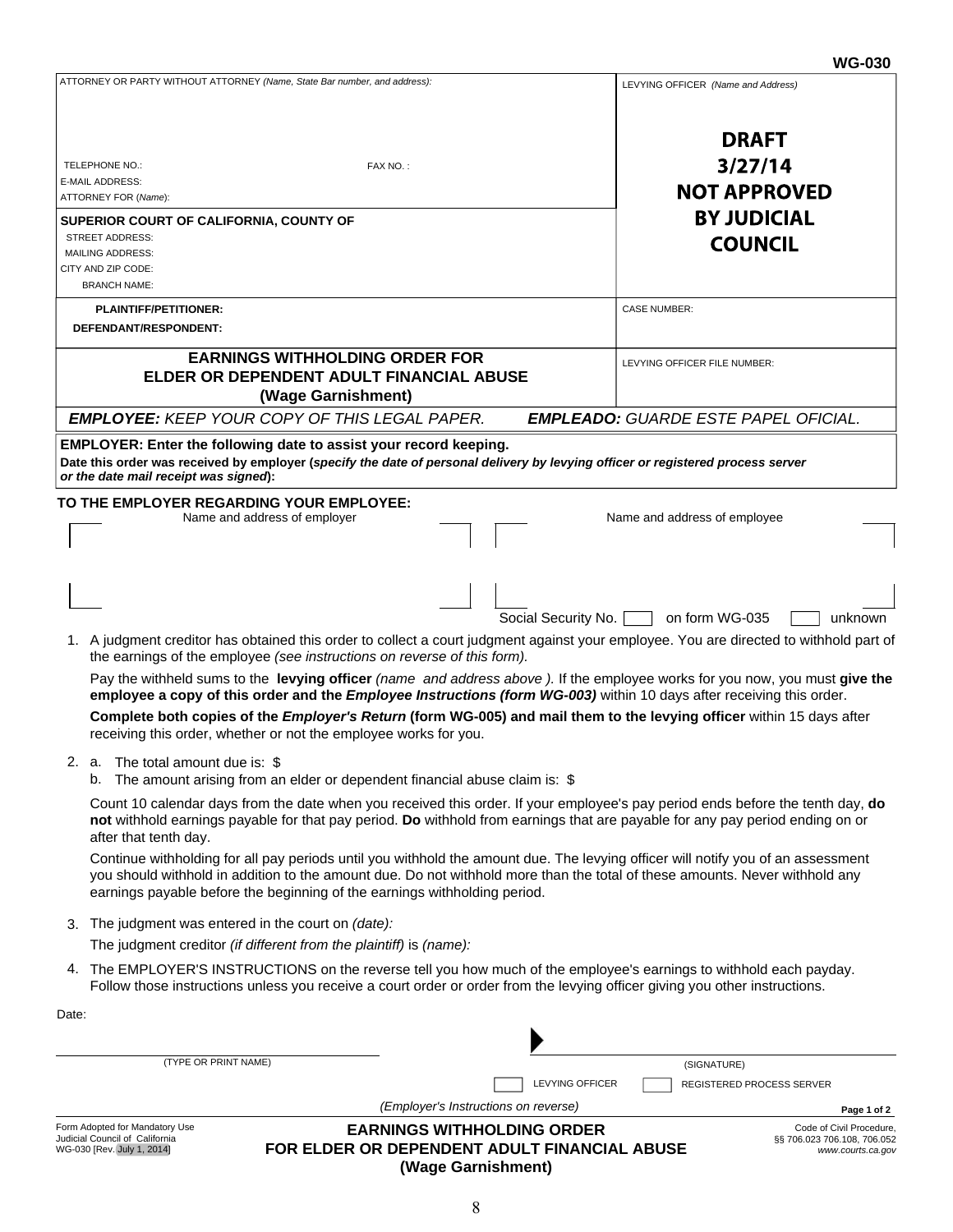**WG-030**

| ATTORNEY OR PARTY WITHOUT ATTORNEY *(Name, State Bar number, and address):* | LEVYING OFFICER *(Name and Address)* |
|---|---|
| TELEPHONE NO.: FAX NO. : <br> E-MAIL ADDRESS: <br> ATTORNEY FOR *(Name)*: | **DRAFT 3/27/14 NOT APPROVED BY JUDICIAL COUNCIL** |
| **SUPERIOR COURT OF CALIFORNIA, COUNTY OF** <br> STREET ADDRESS: <br> MAILING ADDRESS: <br> CITY AND ZIP CODE: <br> BRANCH NAME: | |
| **PLAINTIFF/PETITIONER:** <br> **DEFENDANT/RESPONDENT:** | CASE NUMBER: |
| **EARNINGS WITHHOLDING ORDER FOR ELDER OR DEPENDENT ADULT FINANCIAL ABUSE (Wage Garnishment)** | LEVYING OFFICER FILE NUMBER: |

***EMPLOYEE:*** *KEEP YOUR COPY OF THIS LEGAL PAPER.* ***EMPLEADO:*** *GUARDE ESTE PAPEL OFICIAL.*

**EMPLOYER: Enter the following date to assist your record keeping.**
**Date this order was received by employer (*specify the date of personal delivery by levying officer or registered process server or the date mail receipt was signed*):**

**TO THE EMPLOYER REGARDING YOUR EMPLOYEE:**

| Name and address of employer | Name and address of employee |
|---|---|
| | |
| | Social Security No. ☐ on form WG-035 ☐ unknown |

1. A judgment creditor has obtained this order to collect a court judgment against your employee. You are directed to withhold part of the earnings of the employee *(see instructions on reverse of this form).*

   Pay the withheld sums to the **levying officer** *(name and address above ).* If the employee works for you now, you must **give the employee a copy of this order and the *Employee Instructions (form WG-003)*** within 10 days after receiving this order.

   **Complete both copies of the *Employer's Return* (form WG-005) and mail them to the levying officer** within 15 days after receiving this order, whether or not the employee works for you.

2. a. The total amount due is: $
   b. The amount arising from an elder or dependent financial abuse claim is: $

   Count 10 calendar days from the date when you received this order. If your employee's pay period ends before the tenth day, **do not** withhold earnings payable for that pay period. **Do** withhold from earnings that are payable for any pay period ending on or after that tenth day.

   Continue withholding for all pay periods until you withhold the amount due. The levying officer will notify you of an assessment you should withhold in addition to the amount due. Do not withhold more than the total of these amounts. Never withhold any earnings payable before the beginning of the earnings withholding period.

3. The judgment was entered in the court on *(date):*
   The judgment creditor *(if different from the plaintiff)* is *(name):*

4. The EMPLOYER'S INSTRUCTIONS on the reverse tell you how much of the employee's earnings to withhold each payday. Follow those instructions unless you receive a court order or order from the levying officer giving you other instructions.

Date:

(TYPE OR PRINT NAME) (SIGNATURE)

☐ LEVYING OFFICER ☐ REGISTERED PROCESS SERVER

*(Employer's Instructions on reverse)*

Form Adopted for Mandatory Use
Judicial Council of California
WG-030 [Rev. July 1, 2014]

**EARNINGS WITHHOLDING ORDER FOR ELDER OR DEPENDENT ADULT FINANCIAL ABUSE (Wage Garnishment)**

Code of Civil Procedure, §§ 706.023 706.108, 706.052
*www.courts.ca.gov*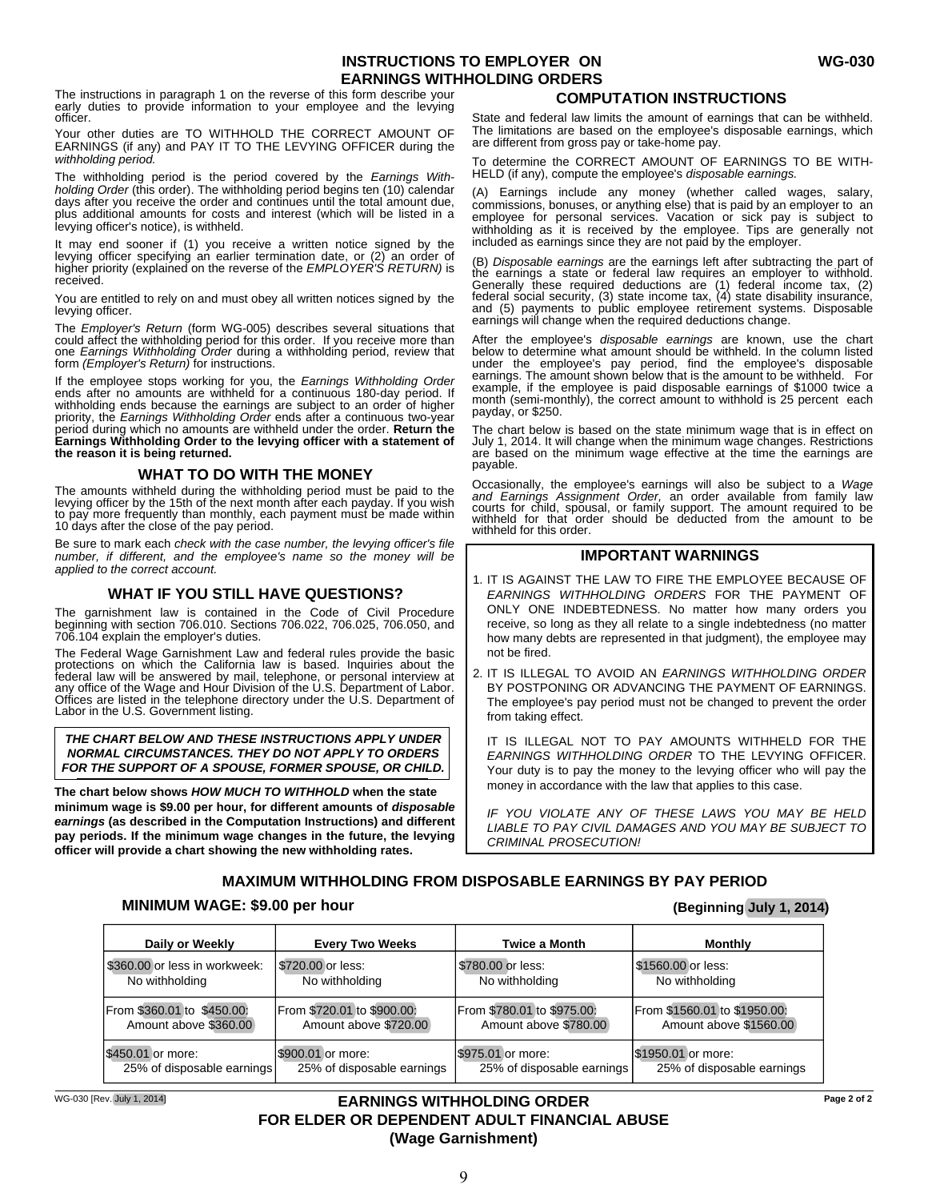# INSTRUCTIONS TO EMPLOYER ON EARNINGS WITHHOLDING ORDERS

WG-030

The instructions in paragraph 1 on the reverse of this form describe your early duties to provide information to your employee and the levying officer.

Your other duties are TO WITHHOLD THE CORRECT AMOUNT OF EARNINGS (if any) and PAY IT TO THE LEVYING OFFICER during the *withholding period.*

The withholding period is the period covered by the *Earnings Withholding Order* (this order). The withholding period begins ten (10) calendar days after you receive the order and continues until the total amount due, plus additional amounts for costs and interest (which will be listed in a levying officer's notice), is withheld.

It may end sooner if (1) you receive a written notice signed by the levying officer specifying an earlier termination date, or (2) an order of higher priority (explained on the reverse of the *EMPLOYER'S RETURN)* is received.

You are entitled to rely on and must obey all written notices signed by the levying officer.

The *Employer's Return* (form WG-005) describes several situations that could affect the withholding period for this order. If you receive more than one *Earnings Withholding Order* during a withholding period, review that form *(Employer's Return)* for instructions.

If the employee stops working for you, the *Earnings Withholding Order* ends after no amounts are withheld for a continuous 180-day period. If withholding ends because the earnings are subject to an order of higher priority, the *Earnings Withholding Order* ends after a continuous two-year period during which no amounts are withheld under the order. **Return the Earnings Withholding Order to the levying officer with a statement of the reason it is being returned.**

## WHAT TO DO WITH THE MONEY

The amounts withheld during the withholding period must be paid to the levying officer by the 15th of the next month after each payday. If you wish to pay more frequently than monthly, each payment must be made within 10 days after the close of the pay period.

Be sure to mark each *check with the case number, the levying officer's file number, if different, and the employee's name so the money will be applied to the correct account.*

## WHAT IF YOU STILL HAVE QUESTIONS?

The garnishment law is contained in the Code of Civil Procedure beginning with section 706.010. Sections 706.022, 706.025, 706.050, and 706.104 explain the employer's duties.

The Federal Wage Garnishment Law and federal rules provide the basic protections on which the California law is based. Inquiries about the federal law will be answered by mail, telephone, or personal interview at any office of the Wage and Hour Division of the U.S. Department of Labor. Offices are listed in the telephone directory under the U.S. Department of Labor in the U.S. Government listing.

***THE CHART BELOW AND THESE INSTRUCTIONS APPLY UNDER NORMAL CIRCUMSTANCES. THEY DO NOT APPLY TO ORDERS FOR THE SUPPORT OF A SPOUSE, FORMER SPOUSE, OR CHILD.***

**The chart below shows *HOW MUCH TO WITHHOLD* when the state minimum wage is $9.00 per hour, for different amounts of *disposable earnings* (as described in the Computation Instructions) and different pay periods. If the minimum wage changes in the future, the levying officer will provide a chart showing the new withholding rates.**

## COMPUTATION INSTRUCTIONS

State and federal law limits the amount of earnings that can be withheld. The limitations are based on the employee's disposable earnings, which are different from gross pay or take-home pay.

To determine the CORRECT AMOUNT OF EARNINGS TO BE WITHHELD (if any), compute the employee's *disposable earnings.*

(A) Earnings include any money (whether called wages, salary, commissions, bonuses, or anything else) that is paid by an employer to an employee for personal services. Vacation or sick pay is subject to withholding as it is received by the employee. Tips are generally not included as earnings since they are not paid by the employer.

(B) *Disposable earnings* are the earnings left after subtracting the part of the earnings a state or federal law requires an employer to withhold. Generally these required deductions are (1) federal income tax, (2) federal social security, (3) state income tax, (4) state disability insurance, and (5) payments to public employee retirement systems. Disposable earnings will change when the required deductions change.

After the employee's *disposable earnings* are known, use the chart below to determine what amount should be withheld. In the column listed under the employee's pay period, find the employee's disposable earnings. The amount shown below that is the amount to be withheld. For example, if the employee is paid disposable earnings of $1000 twice a month (semi-monthly), the correct amount to withhold is 25 percent each payday, or $250.

The chart below is based on the state minimum wage that is in effect on July 1, 2014. It will change when the minimum wage changes. Restrictions are based on the minimum wage effective at the time the earnings are payable.

Occasionally, the employee's earnings will also be subject to a *Wage and Earnings Assignment Order,* an order available from family law courts for child, spousal, or family support. The amount required to be withheld for that order should be deducted from the amount to be withheld for this order.

## IMPORTANT WARNINGS

1. IT IS AGAINST THE LAW TO FIRE THE EMPLOYEE BECAUSE OF *EARNINGS WITHHOLDING ORDERS* FOR THE PAYMENT OF ONLY ONE INDEBTEDNESS. No matter how many orders you receive, so long as they all relate to a single indebtedness (no matter how many debts are represented in that judgment), the employee may not be fired.

2. IT IS ILLEGAL TO AVOID AN *EARNINGS WITHHOLDING ORDER* BY POSTPONING OR ADVANCING THE PAYMENT OF EARNINGS. The employee's pay period must not be changed to prevent the order from taking effect.

   IT IS ILLEGAL NOT TO PAY AMOUNTS WITHHELD FOR THE *EARNINGS WITHHOLDING ORDER* TO THE LEVYING OFFICER. Your duty is to pay the money to the levying officer who will pay the money in accordance with the law that applies to this case.

   *IF YOU VIOLATE ANY OF THESE LAWS YOU MAY BE HELD LIABLE TO PAY CIVIL DAMAGES AND YOU MAY BE SUBJECT TO CRIMINAL PROSECUTION!*

## MAXIMUM WITHHOLDING FROM DISPOSABLE EARNINGS BY PAY PERIOD

**MINIMUM WAGE: $9.00 per hour** **(Beginning July 1, 2014)**

| Daily or Weekly | Every Two Weeks | Twice a Month | Monthly |
|---|---|---|---|
| $360.00 or less in workweek: No withholding | $720.00 or less: No withholding | $780.00 or less: No withholding | $1560.00 or less: No withholding |
| From $360.01 to $450.00: Amount above $360.00 | From $720.01 to $900.00: Amount above $720.00 | From $780.01 to $975.00: Amount above $780.00 | From $1560.01 to $1950.00: Amount above $1560.00 |
| $450.01 or more: 25% of disposable earnings | $900.01 or more: 25% of disposable earnings | $975.01 or more: 25% of disposable earnings | $1950.01 or more: 25% of disposable earnings |

WG-030 [Rev. July 1, 2014]

**EARNINGS WITHHOLDING ORDER FOR ELDER OR DEPENDENT ADULT FINANCIAL ABUSE (Wage Garnishment)**